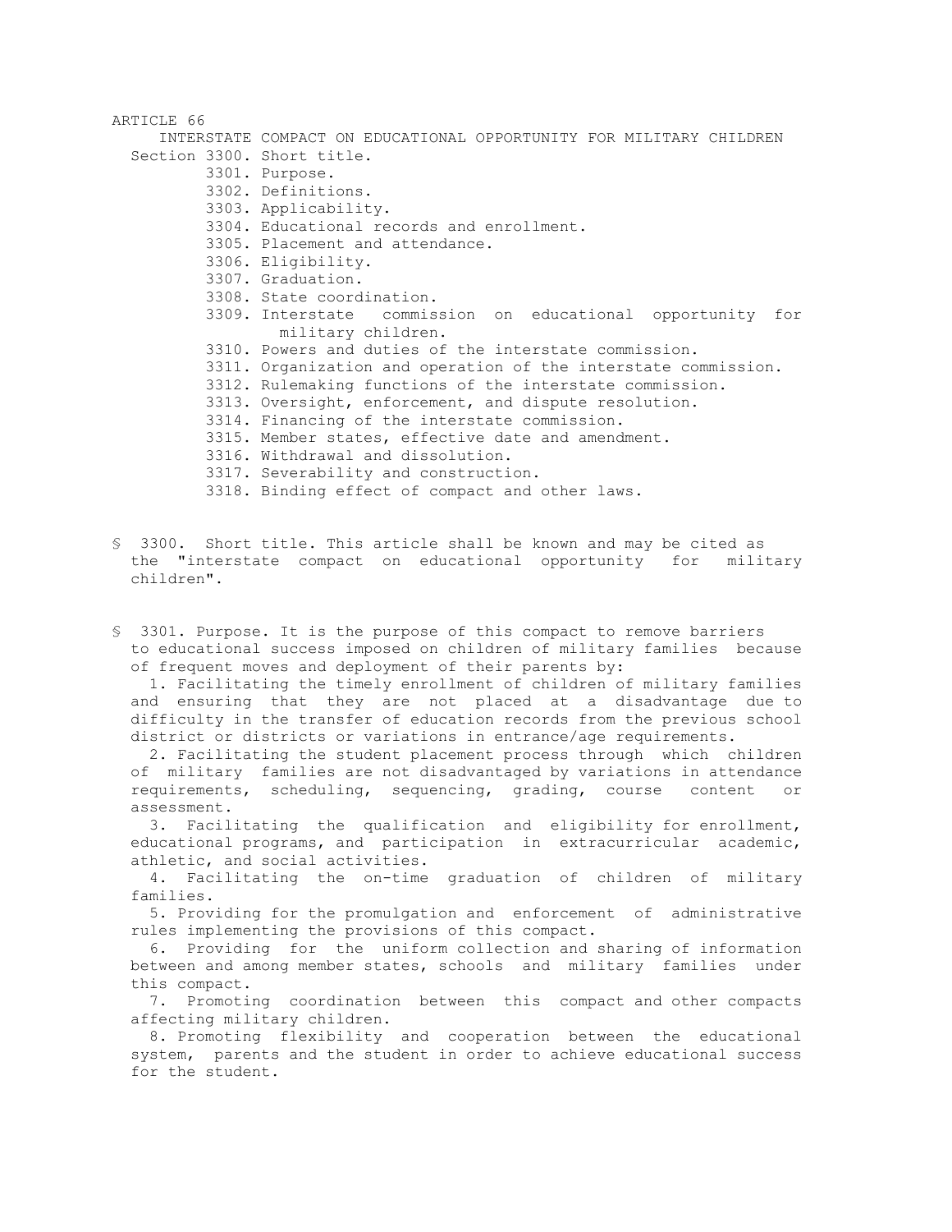# ARTICLE 66

## INTERSTATE COMPACT ON EDUCATIONAL OPPORTUNITY FOR MILITARY CHILDREN

Section 3300. Short title.
3301. Purpose.
3302. Definitions.
3303. Applicability.
3304. Educational records and enrollment.
3305. Placement and attendance.
3306. Eligibility.
3307. Graduation.
3308. State coordination.
3309. Interstate commission on educational opportunity for military children.
3310. Powers and duties of the interstate commission.
3311. Organization and operation of the interstate commission.
3312. Rulemaking functions of the interstate commission.
3313. Oversight, enforcement, and dispute resolution.
3314. Financing of the interstate commission.
3315. Member states, effective date and amendment.
3316. Withdrawal and dissolution.
3317. Severability and construction.
3318. Binding effect of compact and other laws.

§ 3300. Short title. This article shall be known and may be cited as the "interstate compact on educational opportunity for military children".

§ 3301. Purpose. It is the purpose of this compact to remove barriers to educational success imposed on children of military families because of frequent moves and deployment of their parents by:

1. Facilitating the timely enrollment of children of military families and ensuring that they are not placed at a disadvantage due to difficulty in the transfer of education records from the previous school district or districts or variations in entrance/age requirements.

2. Facilitating the student placement process through which children of military families are not disadvantaged by variations in attendance requirements, scheduling, sequencing, grading, course content or assessment.

3. Facilitating the qualification and eligibility for enrollment, educational programs, and participation in extracurricular academic, athletic, and social activities.

4. Facilitating the on-time graduation of children of military families.

5. Providing for the promulgation and enforcement of administrative rules implementing the provisions of this compact.

6. Providing for the uniform collection and sharing of information between and among member states, schools and military families under this compact.

7. Promoting coordination between this compact and other compacts affecting military children.

8. Promoting flexibility and cooperation between the educational system, parents and the student in order to achieve educational success for the student.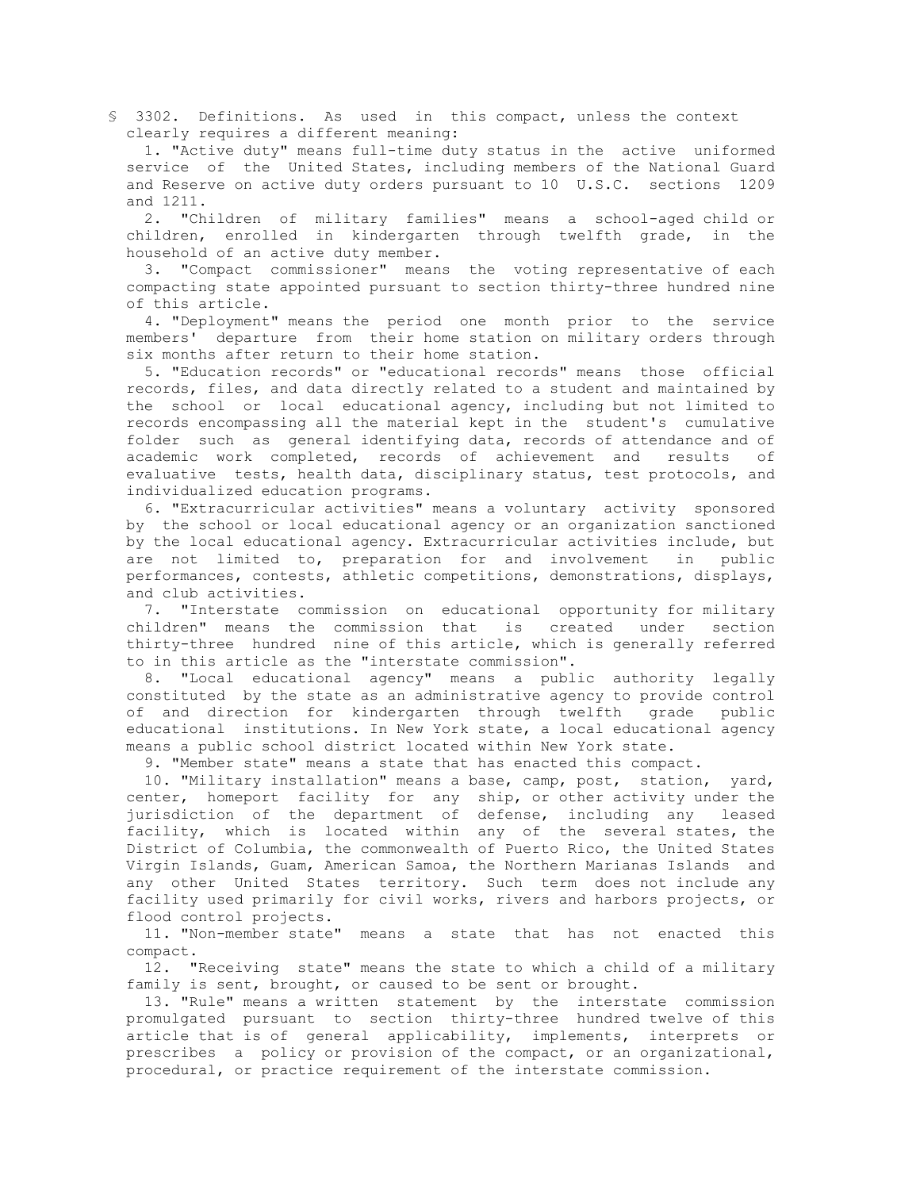§ 3302. Definitions. As used in this compact, unless the context clearly requires a different meaning:

1. "Active duty" means full-time duty status in the active uniformed service of the United States, including members of the National Guard and Reserve on active duty orders pursuant to 10 U.S.C. sections 1209 and 1211.

2. "Children of military families" means a school-aged child or children, enrolled in kindergarten through twelfth grade, in the household of an active duty member.

3. "Compact commissioner" means the voting representative of each compacting state appointed pursuant to section thirty-three hundred nine of this article.

4. "Deployment" means the period one month prior to the service members' departure from their home station on military orders through six months after return to their home station.

5. "Education records" or "educational records" means those official records, files, and data directly related to a student and maintained by the school or local educational agency, including but not limited to records encompassing all the material kept in the student's cumulative folder such as general identifying data, records of attendance and of academic work completed, records of achievement and results of evaluative tests, health data, disciplinary status, test protocols, and individualized education programs.

6. "Extracurricular activities" means a voluntary activity sponsored by the school or local educational agency or an organization sanctioned by the local educational agency. Extracurricular activities include, but are not limited to, preparation for and involvement in public performances, contests, athletic competitions, demonstrations, displays, and club activities.

7. "Interstate commission on educational opportunity for military children" means the commission that is created under section thirty-three hundred nine of this article, which is generally referred to in this article as the "interstate commission".

8. "Local educational agency" means a public authority legally constituted by the state as an administrative agency to provide control of and direction for kindergarten through twelfth grade public educational institutions. In New York state, a local educational agency means a public school district located within New York state.

9. "Member state" means a state that has enacted this compact.

10. "Military installation" means a base, camp, post, station, yard, center, homeport facility for any ship, or other activity under the jurisdiction of the department of defense, including any leased facility, which is located within any of the several states, the District of Columbia, the commonwealth of Puerto Rico, the United States Virgin Islands, Guam, American Samoa, the Northern Marianas Islands and any other United States territory. Such term does not include any facility used primarily for civil works, rivers and harbors projects, or flood control projects.

11. "Non-member state" means a state that has not enacted this compact.

12. "Receiving state" means the state to which a child of a military family is sent, brought, or caused to be sent or brought.

13. "Rule" means a written statement by the interstate commission promulgated pursuant to section thirty-three hundred twelve of this article that is of general applicability, implements, interprets or prescribes a policy or provision of the compact, or an organizational, procedural, or practice requirement of the interstate commission.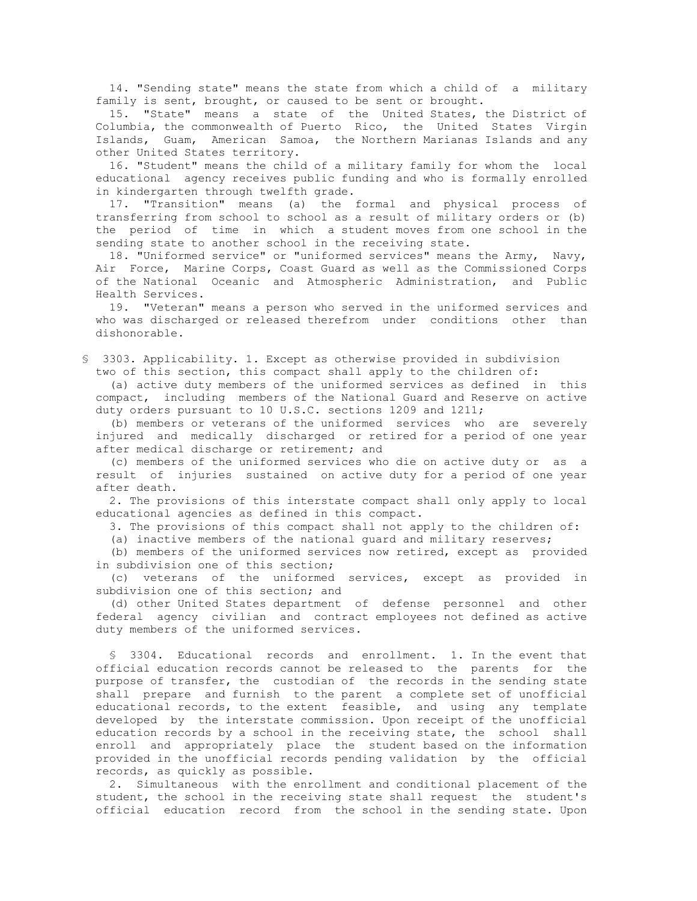14. "Sending state" means the state from which a child of a military family is sent, brought, or caused to be sent or brought.

15. "State" means a state of the United States, the District of Columbia, the commonwealth of Puerto Rico, the United States Virgin Islands, Guam, American Samoa, the Northern Marianas Islands and any other United States territory.

16. "Student" means the child of a military family for whom the local educational agency receives public funding and who is formally enrolled in kindergarten through twelfth grade.

17. "Transition" means (a) the formal and physical process of transferring from school to school as a result of military orders or (b) the period of time in which a student moves from one school in the sending state to another school in the receiving state.

18. "Uniformed service" or "uniformed services" means the Army, Navy, Air Force, Marine Corps, Coast Guard as well as the Commissioned Corps of the National Oceanic and Atmospheric Administration, and Public Health Services.

19. "Veteran" means a person who served in the uniformed services and who was discharged or released therefrom under conditions other than dishonorable.

§ 3303. Applicability. 1. Except as otherwise provided in subdivision two of this section, this compact shall apply to the children of:

(a) active duty members of the uniformed services as defined in this compact, including members of the National Guard and Reserve on active duty orders pursuant to 10 U.S.C. sections 1209 and 1211;

(b) members or veterans of the uniformed services who are severely injured and medically discharged or retired for a period of one year after medical discharge or retirement; and

(c) members of the uniformed services who die on active duty or as a result of injuries sustained on active duty for a period of one year after death.

2. The provisions of this interstate compact shall only apply to local educational agencies as defined in this compact.

3. The provisions of this compact shall not apply to the children of:

(a) inactive members of the national guard and military reserves;

(b) members of the uniformed services now retired, except as provided in subdivision one of this section;

(c) veterans of the uniformed services, except as provided in subdivision one of this section; and

(d) other United States department of defense personnel and other federal agency civilian and contract employees not defined as active duty members of the uniformed services.

§ 3304. Educational records and enrollment. 1. In the event that official education records cannot be released to the parents for the purpose of transfer, the custodian of the records in the sending state shall prepare and furnish to the parent a complete set of unofficial educational records, to the extent feasible, and using any template developed by the interstate commission. Upon receipt of the unofficial education records by a school in the receiving state, the school shall enroll and appropriately place the student based on the information provided in the unofficial records pending validation by the official records, as quickly as possible.

2. Simultaneous with the enrollment and conditional placement of the student, the school in the receiving state shall request the student's official education record from the school in the sending state. Upon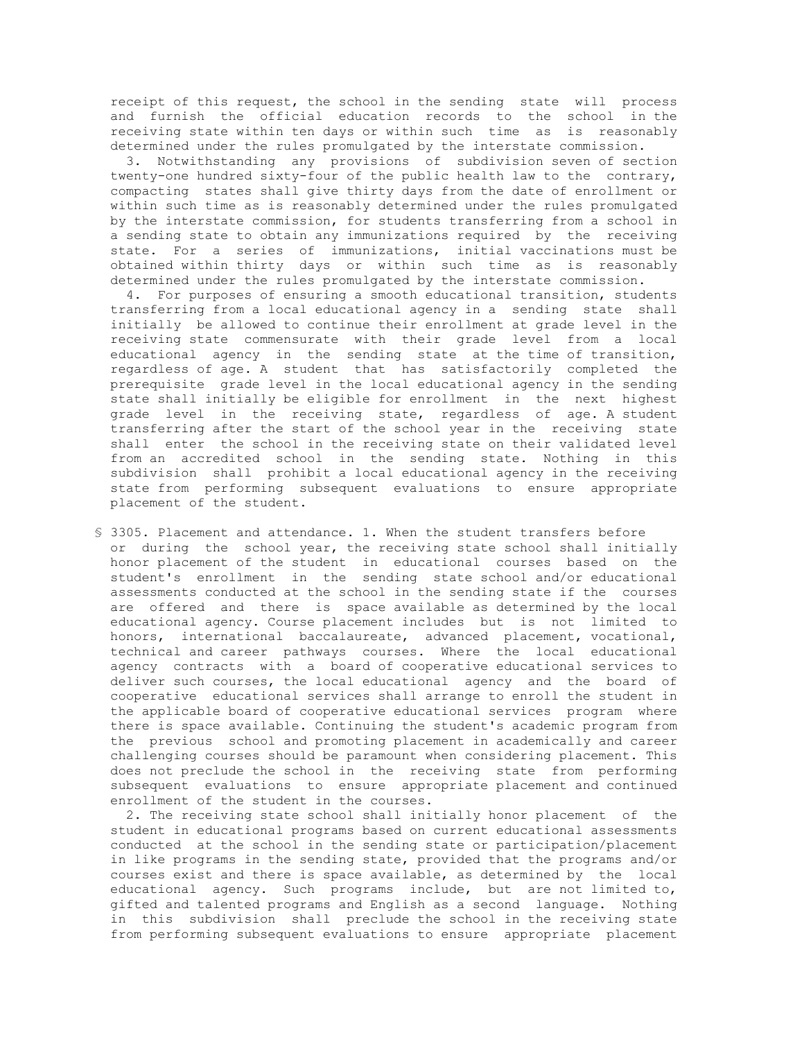receipt of this request, the school in the sending state will process and furnish the official education records to the school in the receiving state within ten days or within such time as is reasonably determined under the rules promulgated by the interstate commission.

3. Notwithstanding any provisions of subdivision seven of section twenty-one hundred sixty-four of the public health law to the contrary, compacting states shall give thirty days from the date of enrollment or within such time as is reasonably determined under the rules promulgated by the interstate commission, for students transferring from a school in a sending state to obtain any immunizations required by the receiving state. For a series of immunizations, initial vaccinations must be obtained within thirty days or within such time as is reasonably determined under the rules promulgated by the interstate commission.

4. For purposes of ensuring a smooth educational transition, students transferring from a local educational agency in a sending state shall initially be allowed to continue their enrollment at grade level in the receiving state commensurate with their grade level from a local educational agency in the sending state at the time of transition, regardless of age. A student that has satisfactorily completed the prerequisite grade level in the local educational agency in the sending state shall initially be eligible for enrollment in the next highest grade level in the receiving state, regardless of age. A student transferring after the start of the school year in the receiving state shall enter the school in the receiving state on their validated level from an accredited school in the sending state. Nothing in this subdivision shall prohibit a local educational agency in the receiving state from performing subsequent evaluations to ensure appropriate placement of the student.

§ 3305. Placement and attendance. 1. When the student transfers before or during the school year, the receiving state school shall initially honor placement of the student in educational courses based on the student's enrollment in the sending state school and/or educational assessments conducted at the school in the sending state if the courses are offered and there is space available as determined by the local educational agency. Course placement includes but is not limited to honors, international baccalaureate, advanced placement, vocational, technical and career pathways courses. Where the local educational agency contracts with a board of cooperative educational services to deliver such courses, the local educational agency and the board of cooperative educational services shall arrange to enroll the student in the applicable board of cooperative educational services program where there is space available. Continuing the student's academic program from the previous school and promoting placement in academically and career challenging courses should be paramount when considering placement. This does not preclude the school in the receiving state from performing subsequent evaluations to ensure appropriate placement and continued enrollment of the student in the courses.

2. The receiving state school shall initially honor placement of the student in educational programs based on current educational assessments conducted at the school in the sending state or participation/placement in like programs in the sending state, provided that the programs and/or courses exist and there is space available, as determined by the local educational agency. Such programs include, but are not limited to, gifted and talented programs and English as a second language. Nothing in this subdivision shall preclude the school in the receiving state from performing subsequent evaluations to ensure appropriate placement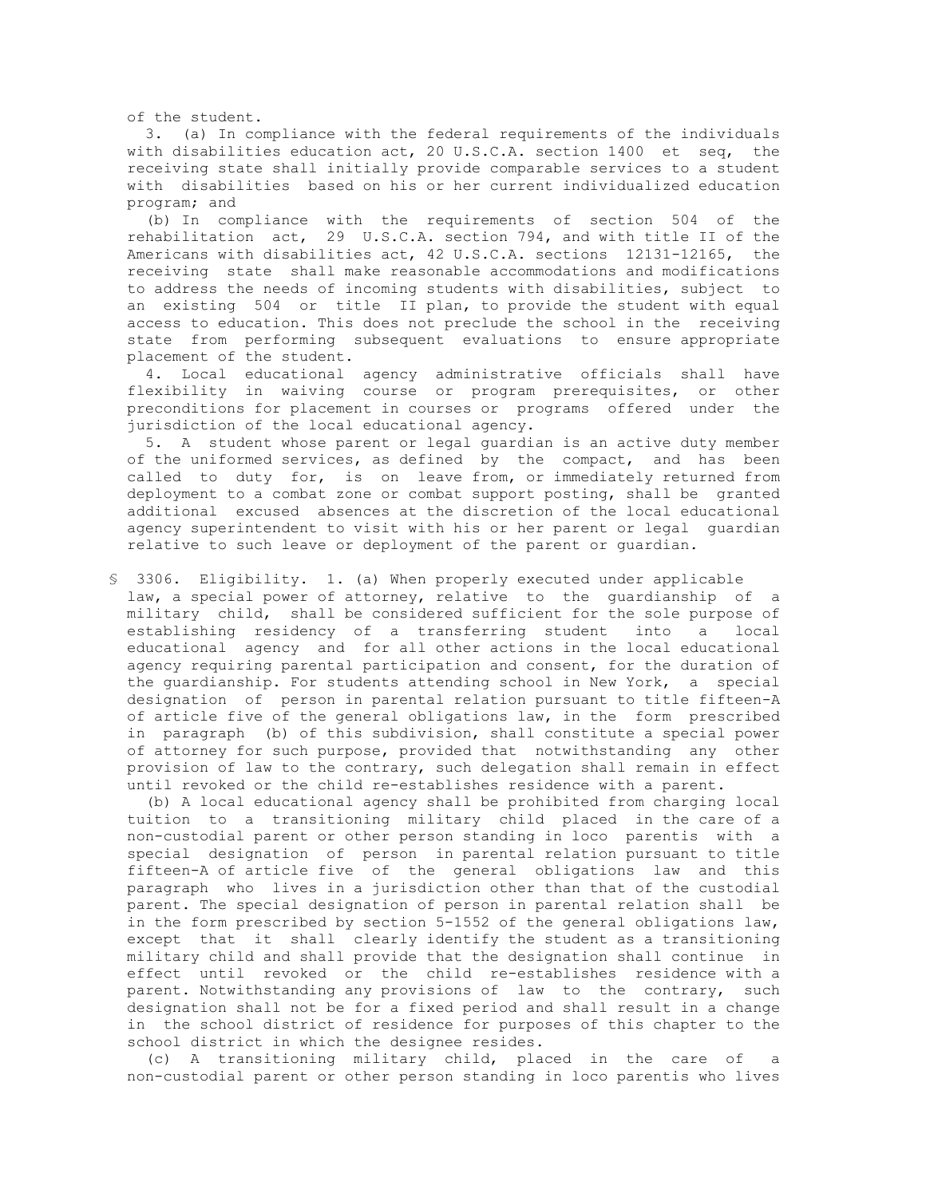of the student.

3. (a) In compliance with the federal requirements of the individuals with disabilities education act, 20 U.S.C.A. section 1400 et seq, the receiving state shall initially provide comparable services to a student with disabilities based on his or her current individualized education program; and

(b) In compliance with the requirements of section 504 of the rehabilitation act, 29 U.S.C.A. section 794, and with title II of the Americans with disabilities act, 42 U.S.C.A. sections 12131-12165, the receiving state shall make reasonable accommodations and modifications to address the needs of incoming students with disabilities, subject to an existing 504 or title II plan, to provide the student with equal access to education. This does not preclude the school in the receiving state from performing subsequent evaluations to ensure appropriate placement of the student.

4. Local educational agency administrative officials shall have flexibility in waiving course or program prerequisites, or other preconditions for placement in courses or programs offered under the jurisdiction of the local educational agency.

5. A student whose parent or legal guardian is an active duty member of the uniformed services, as defined by the compact, and has been called to duty for, is on leave from, or immediately returned from deployment to a combat zone or combat support posting, shall be granted additional excused absences at the discretion of the local educational agency superintendent to visit with his or her parent or legal guardian relative to such leave or deployment of the parent or guardian.

§ 3306. Eligibility. 1. (a) When properly executed under applicable law, a special power of attorney, relative to the guardianship of a military child, shall be considered sufficient for the sole purpose of establishing residency of a transferring student into a local educational agency and for all other actions in the local educational agency requiring parental participation and consent, for the duration of the guardianship. For students attending school in New York, a special designation of person in parental relation pursuant to title fifteen-A of article five of the general obligations law, in the form prescribed in paragraph (b) of this subdivision, shall constitute a special power of attorney for such purpose, provided that notwithstanding any other provision of law to the contrary, such delegation shall remain in effect until revoked or the child re-establishes residence with a parent.

(b) A local educational agency shall be prohibited from charging local tuition to a transitioning military child placed in the care of a non-custodial parent or other person standing in loco parentis with a special designation of person in parental relation pursuant to title fifteen-A of article five of the general obligations law and this paragraph who lives in a jurisdiction other than that of the custodial parent. The special designation of person in parental relation shall be in the form prescribed by section 5-1552 of the general obligations law, except that it shall clearly identify the student as a transitioning military child and shall provide that the designation shall continue in effect until revoked or the child re-establishes residence with a parent. Notwithstanding any provisions of law to the contrary, such designation shall not be for a fixed period and shall result in a change in the school district of residence for purposes of this chapter to the school district in which the designee resides.

(c) A transitioning military child, placed in the care of a non-custodial parent or other person standing in loco parentis who lives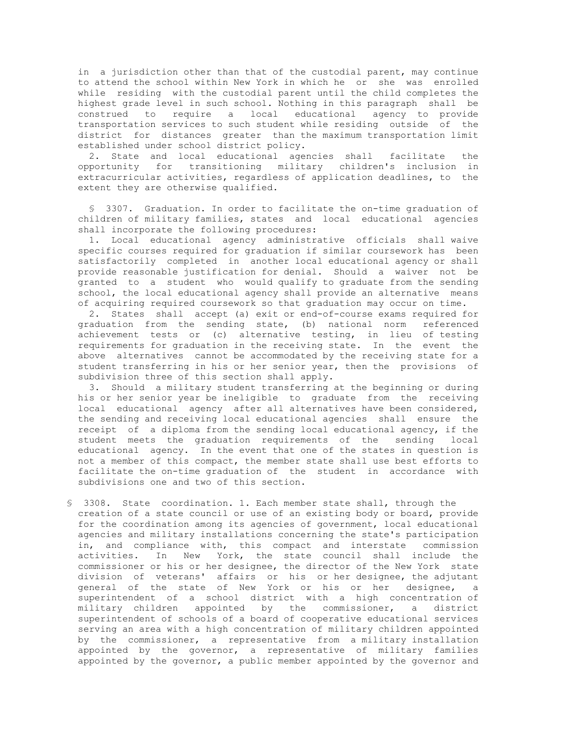in a jurisdiction other than that of the custodial parent, may continue to attend the school within New York in which he or she was enrolled while residing with the custodial parent until the child completes the highest grade level in such school. Nothing in this paragraph shall be construed to require a local educational agency to provide transportation services to such student while residing outside of the district for distances greater than the maximum transportation limit established under school district policy.

2. State and local educational agencies shall facilitate the opportunity for transitioning military children's inclusion in extracurricular activities, regardless of application deadlines, to the extent they are otherwise qualified.

§ 3307. Graduation. In order to facilitate the on-time graduation of children of military families, states and local educational agencies shall incorporate the following procedures:

1. Local educational agency administrative officials shall waive specific courses required for graduation if similar coursework has been satisfactorily completed in another local educational agency or shall provide reasonable justification for denial. Should a waiver not be granted to a student who would qualify to graduate from the sending school, the local educational agency shall provide an alternative means of acquiring required coursework so that graduation may occur on time.

2. States shall accept (a) exit or end-of-course exams required for graduation from the sending state, (b) national norm referenced achievement tests or (c) alternative testing, in lieu of testing requirements for graduation in the receiving state. In the event the above alternatives cannot be accommodated by the receiving state for a student transferring in his or her senior year, then the provisions of subdivision three of this section shall apply.

3. Should a military student transferring at the beginning or during his or her senior year be ineligible to graduate from the receiving local educational agency after all alternatives have been considered, the sending and receiving local educational agencies shall ensure the receipt of a diploma from the sending local educational agency, if the student meets the graduation requirements of the sending local educational agency. In the event that one of the states in question is not a member of this compact, the member state shall use best efforts to facilitate the on-time graduation of the student in accordance with subdivisions one and two of this section.

§ 3308. State coordination. 1. Each member state shall, through the creation of a state council or use of an existing body or board, provide for the coordination among its agencies of government, local educational agencies and military installations concerning the state's participation in, and compliance with, this compact and interstate commission activities. In New York, the state council shall include the commissioner or his or her designee, the director of the New York state division of veterans' affairs or his or her designee, the adjutant general of the state of New York or his or her designee, a superintendent of a school district with a high concentration of military children appointed by the commissioner, a district superintendent of schools of a board of cooperative educational services serving an area with a high concentration of military children appointed by the commissioner, a representative from a military installation appointed by the governor, a representative of military families appointed by the governor, a public member appointed by the governor and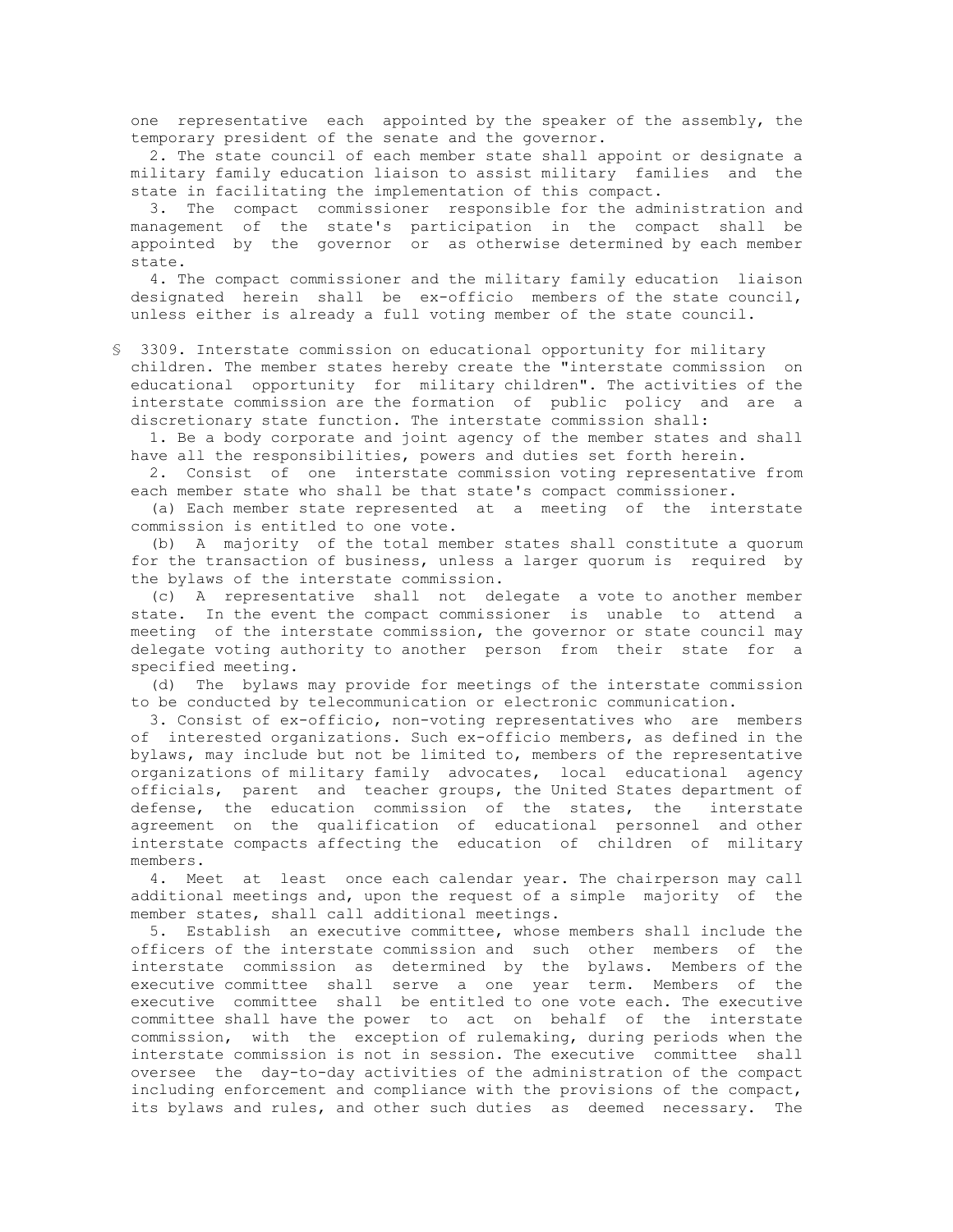one representative each appointed by the speaker of the assembly, the temporary president of the senate and the governor.

2. The state council of each member state shall appoint or designate a military family education liaison to assist military families and the state in facilitating the implementation of this compact.

3. The compact commissioner responsible for the administration and management of the state's participation in the compact shall be appointed by the governor or as otherwise determined by each member state.

4. The compact commissioner and the military family education liaison designated herein shall be ex-officio members of the state council, unless either is already a full voting member of the state council.

§ 3309. Interstate commission on educational opportunity for military children. The member states hereby create the "interstate commission on educational opportunity for military children". The activities of the interstate commission are the formation of public policy and are a discretionary state function. The interstate commission shall:

1. Be a body corporate and joint agency of the member states and shall have all the responsibilities, powers and duties set forth herein.

2. Consist of one interstate commission voting representative from each member state who shall be that state's compact commissioner.

(a) Each member state represented at a meeting of the interstate commission is entitled to one vote.

(b) A majority of the total member states shall constitute a quorum for the transaction of business, unless a larger quorum is required by the bylaws of the interstate commission.

(c) A representative shall not delegate a vote to another member state. In the event the compact commissioner is unable to attend a meeting of the interstate commission, the governor or state council may delegate voting authority to another person from their state for a specified meeting.

(d) The bylaws may provide for meetings of the interstate commission to be conducted by telecommunication or electronic communication.

3. Consist of ex-officio, non-voting representatives who are members of interested organizations. Such ex-officio members, as defined in the bylaws, may include but not be limited to, members of the representative organizations of military family advocates, local educational agency officials, parent and teacher groups, the United States department of defense, the education commission of the states, the interstate agreement on the qualification of educational personnel and other interstate compacts affecting the education of children of military members.

4. Meet at least once each calendar year. The chairperson may call additional meetings and, upon the request of a simple majority of the member states, shall call additional meetings.

5. Establish an executive committee, whose members shall include the officers of the interstate commission and such other members of the interstate commission as determined by the bylaws. Members of the executive committee shall serve a one year term. Members of the executive committee shall be entitled to one vote each. The executive committee shall have the power to act on behalf of the interstate commission, with the exception of rulemaking, during periods when the interstate commission is not in session. The executive committee shall oversee the day-to-day activities of the administration of the compact including enforcement and compliance with the provisions of the compact, its bylaws and rules, and other such duties as deemed necessary. The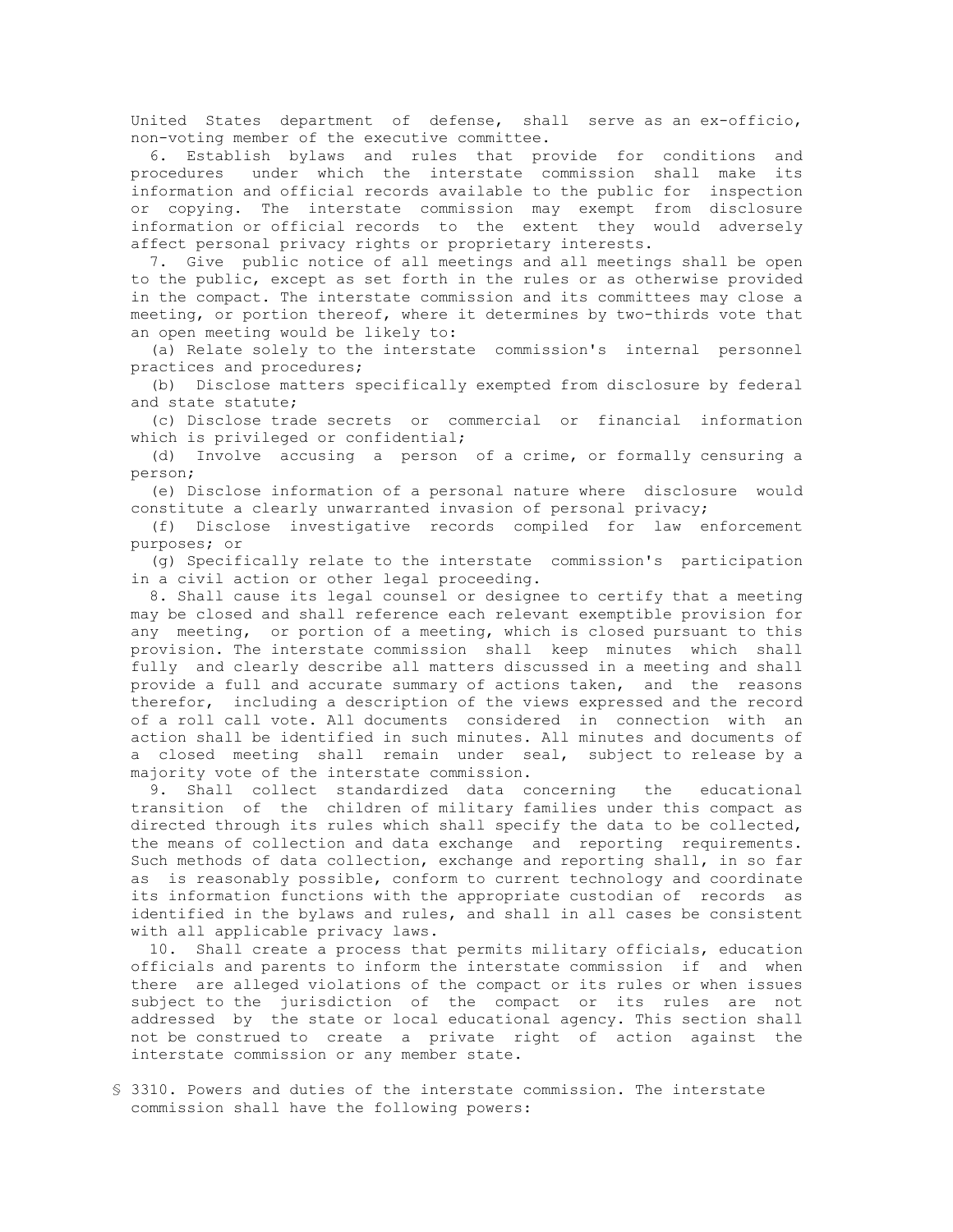United States department of defense, shall serve as an ex-officio, non-voting member of the executive committee.

6. Establish bylaws and rules that provide for conditions and procedures under which the interstate commission shall make its information and official records available to the public for inspection or copying. The interstate commission may exempt from disclosure information or official records to the extent they would adversely affect personal privacy rights or proprietary interests.

7. Give public notice of all meetings and all meetings shall be open to the public, except as set forth in the rules or as otherwise provided in the compact. The interstate commission and its committees may close a meeting, or portion thereof, where it determines by two-thirds vote that an open meeting would be likely to:

(a) Relate solely to the interstate commission's internal personnel practices and procedures;

(b) Disclose matters specifically exempted from disclosure by federal and state statute;

(c) Disclose trade secrets or commercial or financial information which is privileged or confidential;

(d) Involve accusing a person of a crime, or formally censuring a person;

(e) Disclose information of a personal nature where disclosure would constitute a clearly unwarranted invasion of personal privacy;

(f) Disclose investigative records compiled for law enforcement purposes; or

(g) Specifically relate to the interstate commission's participation in a civil action or other legal proceeding.

8. Shall cause its legal counsel or designee to certify that a meeting may be closed and shall reference each relevant exemptible provision for any meeting, or portion of a meeting, which is closed pursuant to this provision. The interstate commission shall keep minutes which shall fully and clearly describe all matters discussed in a meeting and shall provide a full and accurate summary of actions taken, and the reasons therefor, including a description of the views expressed and the record of a roll call vote. All documents considered in connection with an action shall be identified in such minutes. All minutes and documents of a closed meeting shall remain under seal, subject to release by a majority vote of the interstate commission.

9. Shall collect standardized data concerning the educational transition of the children of military families under this compact as directed through its rules which shall specify the data to be collected, the means of collection and data exchange and reporting requirements. Such methods of data collection, exchange and reporting shall, in so far as is reasonably possible, conform to current technology and coordinate its information functions with the appropriate custodian of records as identified in the bylaws and rules, and shall in all cases be consistent with all applicable privacy laws.

10. Shall create a process that permits military officials, education officials and parents to inform the interstate commission if and when there are alleged violations of the compact or its rules or when issues subject to the jurisdiction of the compact or its rules are not addressed by the state or local educational agency. This section shall not be construed to create a private right of action against the interstate commission or any member state.

§ 3310. Powers and duties of the interstate commission. The interstate commission shall have the following powers: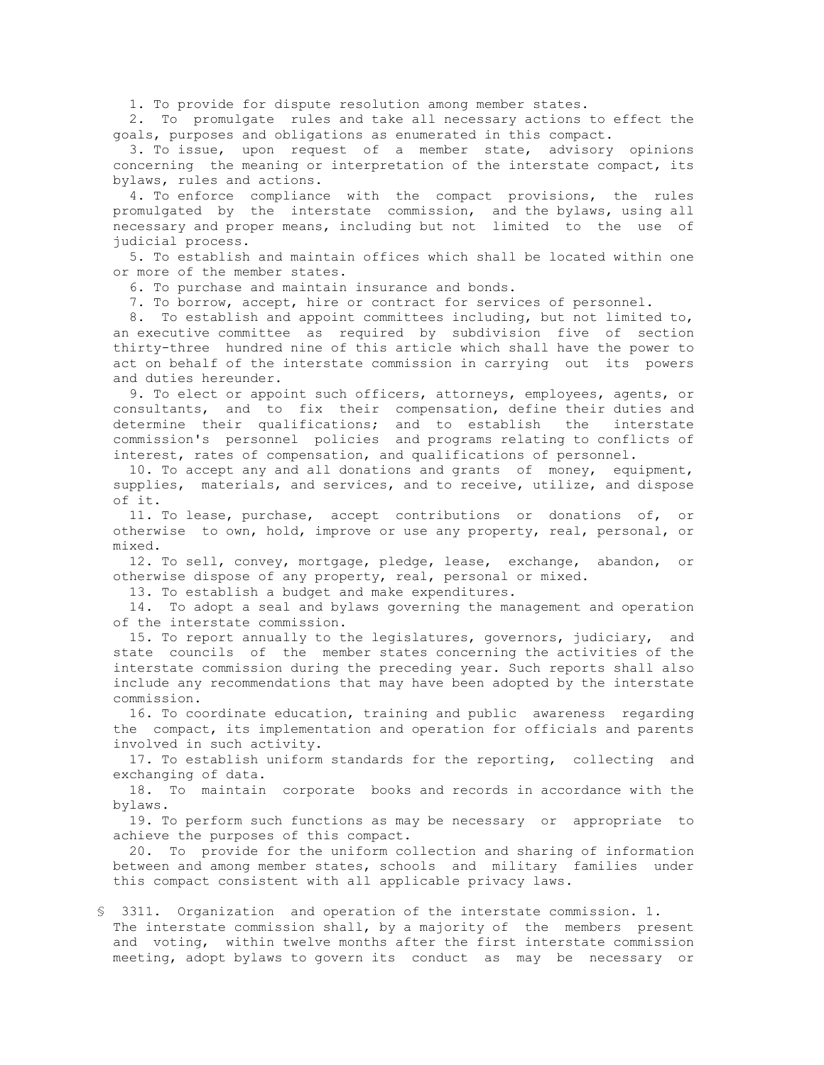1. To provide for dispute resolution among member states.
2. To promulgate rules and take all necessary actions to effect the goals, purposes and obligations as enumerated in this compact.
3. To issue, upon request of a member state, advisory opinions concerning the meaning or interpretation of the interstate compact, its bylaws, rules and actions.
4. To enforce compliance with the compact provisions, the rules promulgated by the interstate commission, and the bylaws, using all necessary and proper means, including but not limited to the use of judicial process.
5. To establish and maintain offices which shall be located within one or more of the member states.
6. To purchase and maintain insurance and bonds.
7. To borrow, accept, hire or contract for services of personnel.
8. To establish and appoint committees including, but not limited to, an executive committee as required by subdivision five of section thirty-three hundred nine of this article which shall have the power to act on behalf of the interstate commission in carrying out its powers and duties hereunder.
9. To elect or appoint such officers, attorneys, employees, agents, or consultants, and to fix their compensation, define their duties and determine their qualifications; and to establish the interstate commission's personnel policies and programs relating to conflicts of interest, rates of compensation, and qualifications of personnel.
10. To accept any and all donations and grants of money, equipment, supplies, materials, and services, and to receive, utilize, and dispose of it.
11. To lease, purchase, accept contributions or donations of, or otherwise to own, hold, improve or use any property, real, personal, or mixed.
12. To sell, convey, mortgage, pledge, lease, exchange, abandon, or otherwise dispose of any property, real, personal or mixed.
13. To establish a budget and make expenditures.
14. To adopt a seal and bylaws governing the management and operation of the interstate commission.
15. To report annually to the legislatures, governors, judiciary, and state councils of the member states concerning the activities of the interstate commission during the preceding year. Such reports shall also include any recommendations that may have been adopted by the interstate commission.
16. To coordinate education, training and public awareness regarding the compact, its implementation and operation for officials and parents involved in such activity.
17. To establish uniform standards for the reporting, collecting and exchanging of data.
18. To maintain corporate books and records in accordance with the bylaws.
19. To perform such functions as may be necessary or appropriate to achieve the purposes of this compact.
20. To provide for the uniform collection and sharing of information between and among member states, schools and military families under this compact consistent with all applicable privacy laws.

§ 3311. Organization and operation of the interstate commission. 1. The interstate commission shall, by a majority of the members present and voting, within twelve months after the first interstate commission meeting, adopt bylaws to govern its conduct as may be necessary or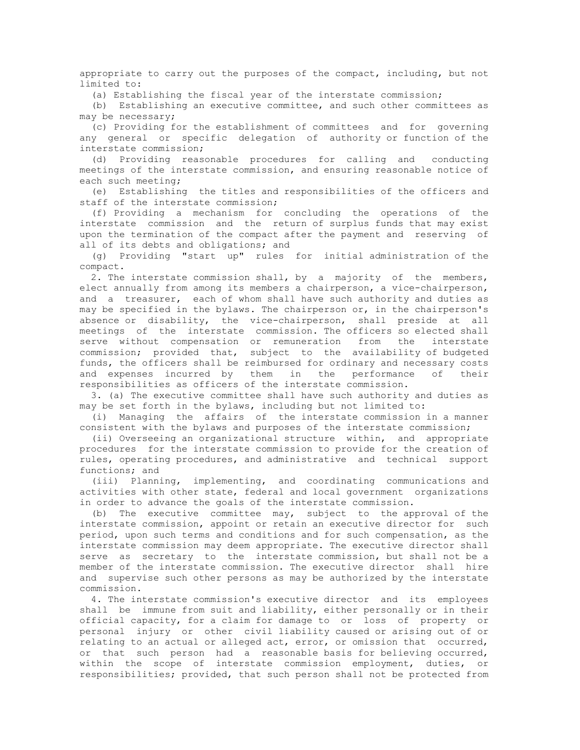appropriate to carry out the purposes of the compact, including, but not limited to:

(a) Establishing the fiscal year of the interstate commission;

(b) Establishing an executive committee, and such other committees as may be necessary;

(c) Providing for the establishment of committees and for governing any general or specific delegation of authority or function of the interstate commission;

(d) Providing reasonable procedures for calling and conducting meetings of the interstate commission, and ensuring reasonable notice of each such meeting;

(e) Establishing the titles and responsibilities of the officers and staff of the interstate commission;

(f) Providing a mechanism for concluding the operations of the interstate commission and the return of surplus funds that may exist upon the termination of the compact after the payment and reserving of all of its debts and obligations; and

(g) Providing "start up" rules for initial administration of the compact.

2. The interstate commission shall, by a majority of the members, elect annually from among its members a chairperson, a vice-chairperson, and a treasurer, each of whom shall have such authority and duties as may be specified in the bylaws. The chairperson or, in the chairperson's absence or disability, the vice-chairperson, shall preside at all meetings of the interstate commission. The officers so elected shall serve without compensation or remuneration from the interstate commission; provided that, subject to the availability of budgeted funds, the officers shall be reimbursed for ordinary and necessary costs and expenses incurred by them in the performance of their responsibilities as officers of the interstate commission.

3. (a) The executive committee shall have such authority and duties as may be set forth in the bylaws, including but not limited to:

(i) Managing the affairs of the interstate commission in a manner consistent with the bylaws and purposes of the interstate commission;

(ii) Overseeing an organizational structure within, and appropriate procedures for the interstate commission to provide for the creation of rules, operating procedures, and administrative and technical support functions; and

(iii) Planning, implementing, and coordinating communications and activities with other state, federal and local government organizations in order to advance the goals of the interstate commission.

(b) The executive committee may, subject to the approval of the interstate commission, appoint or retain an executive director for such period, upon such terms and conditions and for such compensation, as the interstate commission may deem appropriate. The executive director shall serve as secretary to the interstate commission, but shall not be a member of the interstate commission. The executive director shall hire and supervise such other persons as may be authorized by the interstate commission.

4. The interstate commission's executive director and its employees shall be immune from suit and liability, either personally or in their official capacity, for a claim for damage to or loss of property or personal injury or other civil liability caused or arising out of or relating to an actual or alleged act, error, or omission that occurred, or that such person had a reasonable basis for believing occurred, within the scope of interstate commission employment, duties, or responsibilities; provided, that such person shall not be protected from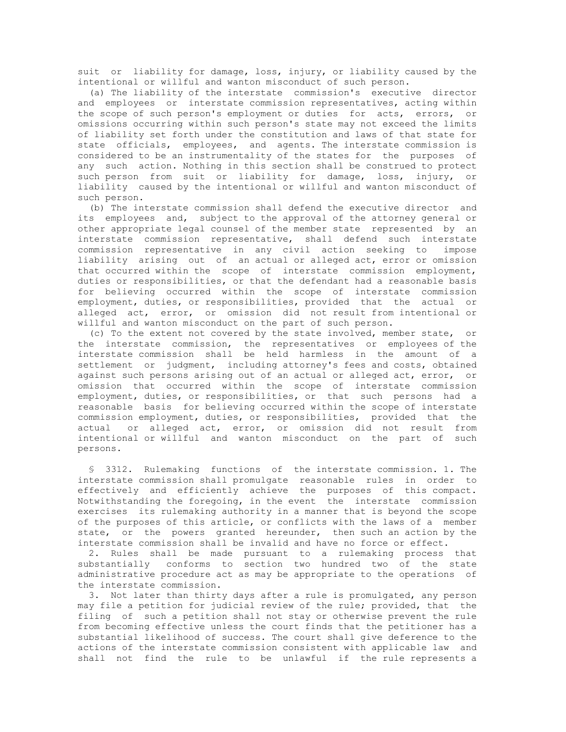suit or liability for damage, loss, injury, or liability caused by the intentional or willful and wanton misconduct of such person.

(a) The liability of the interstate commission's executive director and employees or interstate commission representatives, acting within the scope of such person's employment or duties for acts, errors, or omissions occurring within such person's state may not exceed the limits of liability set forth under the constitution and laws of that state for state officials, employees, and agents. The interstate commission is considered to be an instrumentality of the states for the purposes of any such action. Nothing in this section shall be construed to protect such person from suit or liability for damage, loss, injury, or liability caused by the intentional or willful and wanton misconduct of such person.

(b) The interstate commission shall defend the executive director and its employees and, subject to the approval of the attorney general or other appropriate legal counsel of the member state represented by an interstate commission representative, shall defend such interstate commission representative in any civil action seeking to impose liability arising out of an actual or alleged act, error or omission that occurred within the scope of interstate commission employment, duties or responsibilities, or that the defendant had a reasonable basis for believing occurred within the scope of interstate commission employment, duties, or responsibilities, provided that the actual or alleged act, error, or omission did not result from intentional or willful and wanton misconduct on the part of such person.

(c) To the extent not covered by the state involved, member state, or the interstate commission, the representatives or employees of the interstate commission shall be held harmless in the amount of a settlement or judgment, including attorney's fees and costs, obtained against such persons arising out of an actual or alleged act, error, or omission that occurred within the scope of interstate commission employment, duties, or responsibilities, or that such persons had a reasonable basis for believing occurred within the scope of interstate commission employment, duties, or responsibilities, provided that the actual or alleged act, error, or omission did not result from intentional or willful and wanton misconduct on the part of such persons.

§ 3312. Rulemaking functions of the interstate commission. 1. The interstate commission shall promulgate reasonable rules in order to effectively and efficiently achieve the purposes of this compact. Notwithstanding the foregoing, in the event the interstate commission exercises its rulemaking authority in a manner that is beyond the scope of the purposes of this article, or conflicts with the laws of a member state, or the powers granted hereunder, then such an action by the interstate commission shall be invalid and have no force or effect.

2. Rules shall be made pursuant to a rulemaking process that substantially conforms to section two hundred two of the state administrative procedure act as may be appropriate to the operations of the interstate commission.

3. Not later than thirty days after a rule is promulgated, any person may file a petition for judicial review of the rule; provided, that the filing of such a petition shall not stay or otherwise prevent the rule from becoming effective unless the court finds that the petitioner has a substantial likelihood of success. The court shall give deference to the actions of the interstate commission consistent with applicable law and shall not find the rule to be unlawful if the rule represents a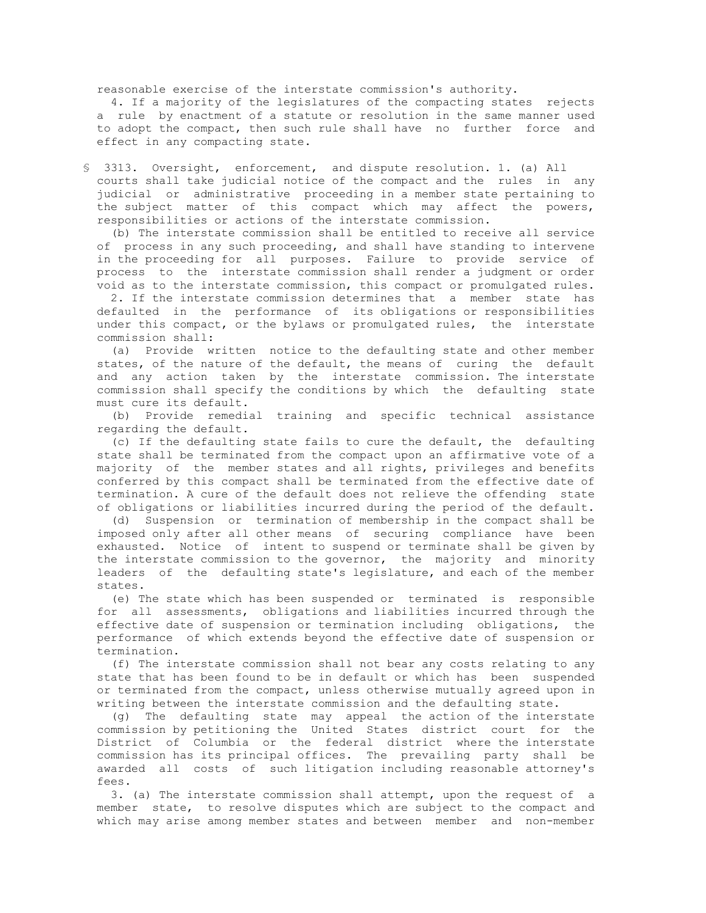reasonable exercise of the interstate commission's authority.

4. If a majority of the legislatures of the compacting states rejects a rule by enactment of a statute or resolution in the same manner used to adopt the compact, then such rule shall have no further force and effect in any compacting state.

§ 3313. Oversight, enforcement, and dispute resolution. 1. (a) All courts shall take judicial notice of the compact and the rules in any judicial or administrative proceeding in a member state pertaining to the subject matter of this compact which may affect the powers, responsibilities or actions of the interstate commission.

(b) The interstate commission shall be entitled to receive all service of process in any such proceeding, and shall have standing to intervene in the proceeding for all purposes. Failure to provide service of process to the interstate commission shall render a judgment or order void as to the interstate commission, this compact or promulgated rules.

2. If the interstate commission determines that a member state has defaulted in the performance of its obligations or responsibilities under this compact, or the bylaws or promulgated rules, the interstate commission shall:

(a) Provide written notice to the defaulting state and other member states, of the nature of the default, the means of curing the default and any action taken by the interstate commission. The interstate commission shall specify the conditions by which the defaulting state must cure its default.

(b) Provide remedial training and specific technical assistance regarding the default.

(c) If the defaulting state fails to cure the default, the defaulting state shall be terminated from the compact upon an affirmative vote of a majority of the member states and all rights, privileges and benefits conferred by this compact shall be terminated from the effective date of termination. A cure of the default does not relieve the offending state of obligations or liabilities incurred during the period of the default.

(d) Suspension or termination of membership in the compact shall be imposed only after all other means of securing compliance have been exhausted. Notice of intent to suspend or terminate shall be given by the interstate commission to the governor, the majority and minority leaders of the defaulting state's legislature, and each of the member states.

(e) The state which has been suspended or terminated is responsible for all assessments, obligations and liabilities incurred through the effective date of suspension or termination including obligations, the performance of which extends beyond the effective date of suspension or termination.

(f) The interstate commission shall not bear any costs relating to any state that has been found to be in default or which has been suspended or terminated from the compact, unless otherwise mutually agreed upon in writing between the interstate commission and the defaulting state.

(g) The defaulting state may appeal the action of the interstate commission by petitioning the United States district court for the District of Columbia or the federal district where the interstate commission has its principal offices. The prevailing party shall be awarded all costs of such litigation including reasonable attorney's fees.

3. (a) The interstate commission shall attempt, upon the request of a member state, to resolve disputes which are subject to the compact and which may arise among member states and between member and non-member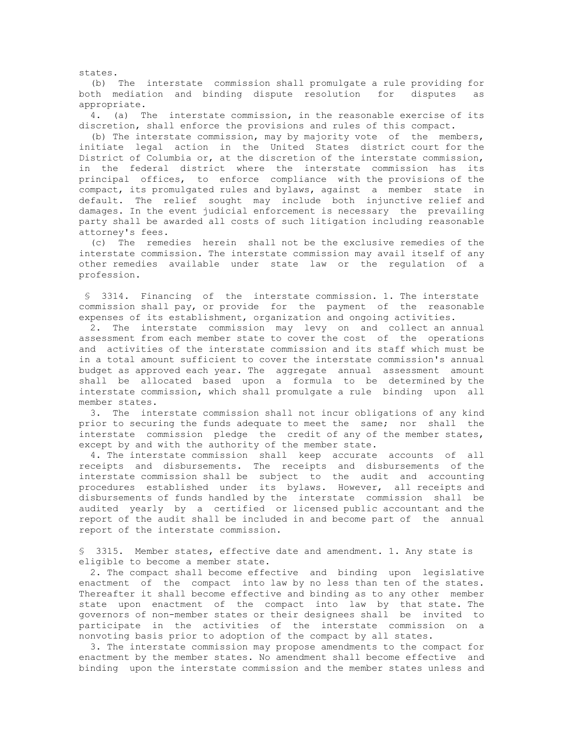states.

(b) The interstate commission shall promulgate a rule providing for both mediation and binding dispute resolution for disputes as appropriate.

4. (a) The interstate commission, in the reasonable exercise of its discretion, shall enforce the provisions and rules of this compact.

(b) The interstate commission, may by majority vote of the members, initiate legal action in the United States district court for the District of Columbia or, at the discretion of the interstate commission, in the federal district where the interstate commission has its principal offices, to enforce compliance with the provisions of the compact, its promulgated rules and bylaws, against a member state in default. The relief sought may include both injunctive relief and damages. In the event judicial enforcement is necessary the prevailing party shall be awarded all costs of such litigation including reasonable attorney's fees.

(c) The remedies herein shall not be the exclusive remedies of the interstate commission. The interstate commission may avail itself of any other remedies available under state law or the regulation of a profession.

§ 3314. Financing of the interstate commission. 1. The interstate commission shall pay, or provide for the payment of the reasonable expenses of its establishment, organization and ongoing activities.

2. The interstate commission may levy on and collect an annual assessment from each member state to cover the cost of the operations and activities of the interstate commission and its staff which must be in a total amount sufficient to cover the interstate commission's annual budget as approved each year. The aggregate annual assessment amount shall be allocated based upon a formula to be determined by the interstate commission, which shall promulgate a rule binding upon all member states.

3. The interstate commission shall not incur obligations of any kind prior to securing the funds adequate to meet the same; nor shall the interstate commission pledge the credit of any of the member states, except by and with the authority of the member state.

4. The interstate commission shall keep accurate accounts of all receipts and disbursements. The receipts and disbursements of the interstate commission shall be subject to the audit and accounting procedures established under its bylaws. However, all receipts and disbursements of funds handled by the interstate commission shall be audited yearly by a certified or licensed public accountant and the report of the audit shall be included in and become part of the annual report of the interstate commission.

§ 3315. Member states, effective date and amendment. 1. Any state is eligible to become a member state.

2. The compact shall become effective and binding upon legislative enactment of the compact into law by no less than ten of the states. Thereafter it shall become effective and binding as to any other member state upon enactment of the compact into law by that state. The governors of non-member states or their designees shall be invited to participate in the activities of the interstate commission on a nonvoting basis prior to adoption of the compact by all states.

3. The interstate commission may propose amendments to the compact for enactment by the member states. No amendment shall become effective and binding upon the interstate commission and the member states unless and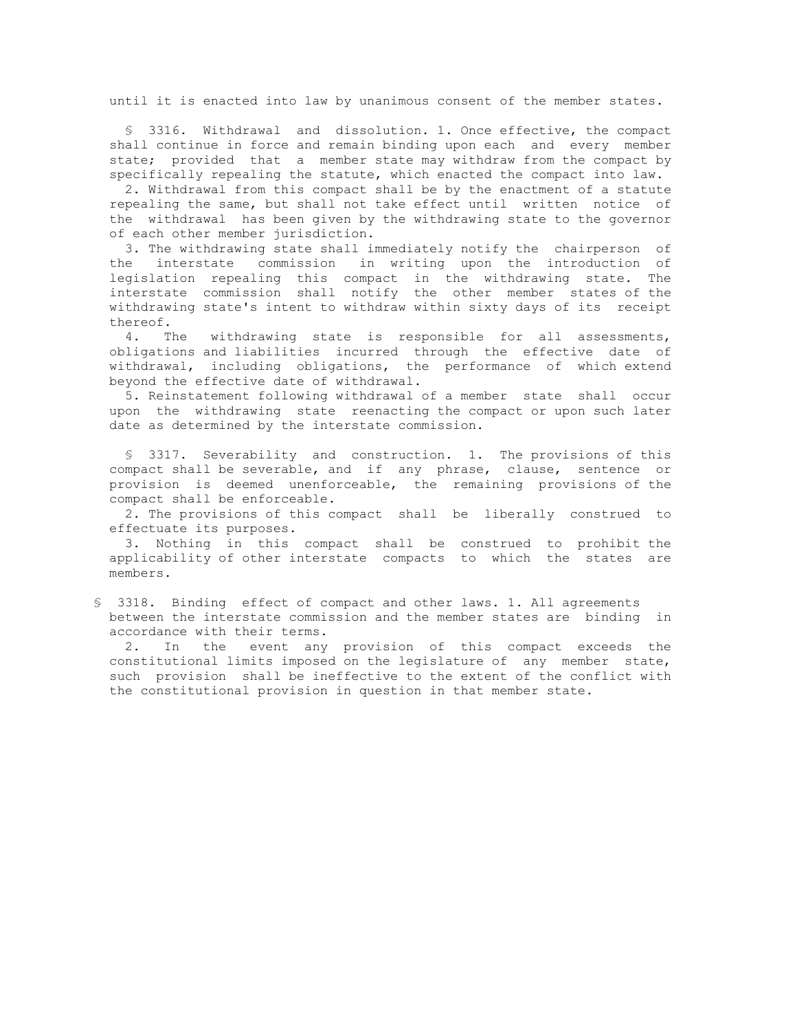until it is enacted into law by unanimous consent of the member states.

§ 3316. Withdrawal and dissolution. 1. Once effective, the compact shall continue in force and remain binding upon each and every member state; provided that a member state may withdraw from the compact by specifically repealing the statute, which enacted the compact into law.

2. Withdrawal from this compact shall be by the enactment of a statute repealing the same, but shall not take effect until written notice of the withdrawal has been given by the withdrawing state to the governor of each other member jurisdiction.

3. The withdrawing state shall immediately notify the chairperson of the interstate commission in writing upon the introduction of legislation repealing this compact in the withdrawing state. The interstate commission shall notify the other member states of the withdrawing state's intent to withdraw within sixty days of its receipt thereof.

4. The withdrawing state is responsible for all assessments, obligations and liabilities incurred through the effective date of withdrawal, including obligations, the performance of which extend beyond the effective date of withdrawal.

5. Reinstatement following withdrawal of a member state shall occur upon the withdrawing state reenacting the compact or upon such later date as determined by the interstate commission.

§ 3317. Severability and construction. 1. The provisions of this compact shall be severable, and if any phrase, clause, sentence or provision is deemed unenforceable, the remaining provisions of the compact shall be enforceable.

2. The provisions of this compact shall be liberally construed to effectuate its purposes.

3. Nothing in this compact shall be construed to prohibit the applicability of other interstate compacts to which the states are members.

§ 3318. Binding effect of compact and other laws. 1. All agreements between the interstate commission and the member states are binding in accordance with their terms.

2. In the event any provision of this compact exceeds the constitutional limits imposed on the legislature of any member state, such provision shall be ineffective to the extent of the conflict with the constitutional provision in question in that member state.